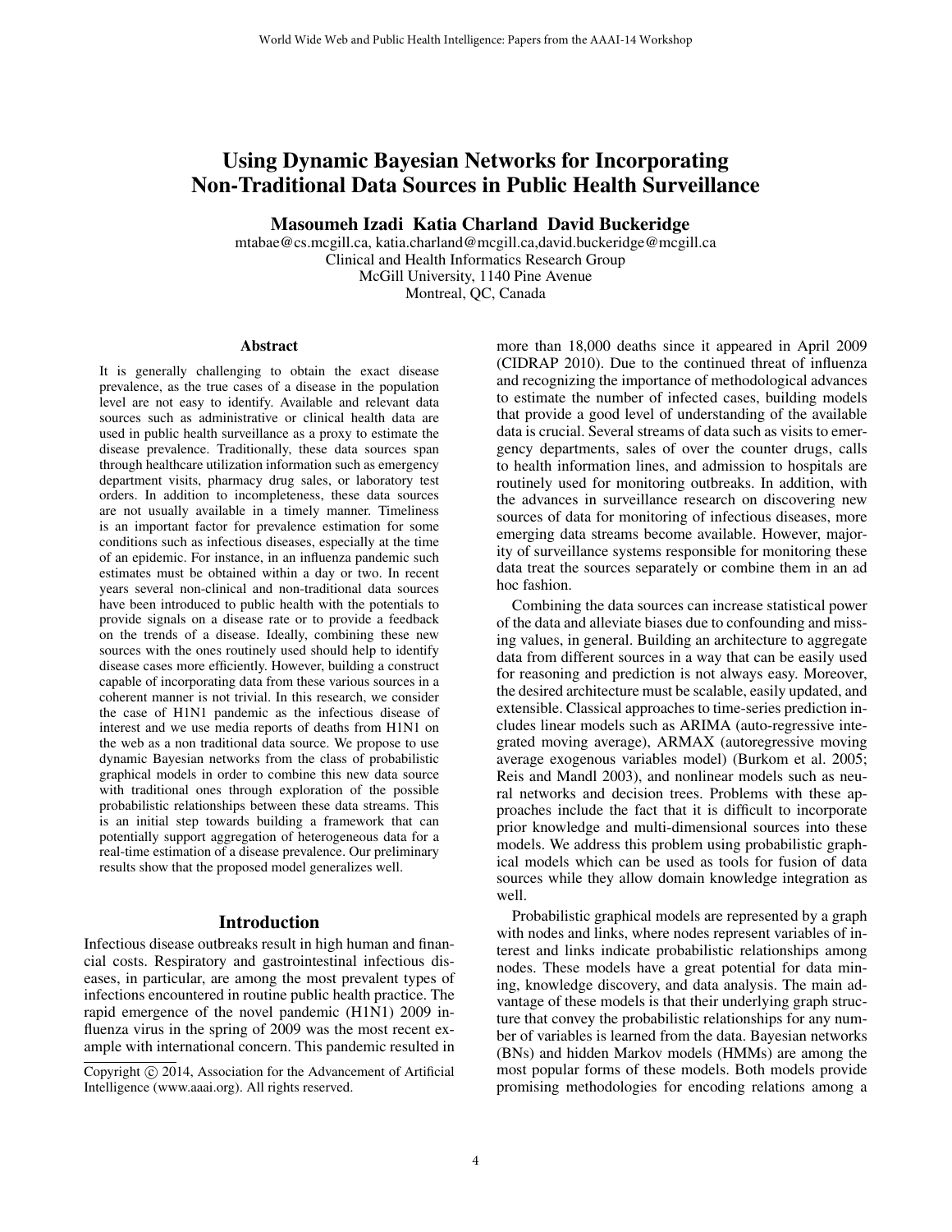# Using Dynamic Bayesian Networks for Incorporating Non-Traditional Data Sources in Public Health Surveillance

**Masoumeh Izadi Katia Charland David Buckeridge**

mtabae@cs.mcgill.ca, katia.charland@mcgill.ca,david.buckeridge@mcgill.ca
Clinical and Health Informatics Research Group
McGill University, 1140 Pine Avenue
Montreal, QC, Canada

## Abstract

It is generally challenging to obtain the exact disease prevalence, as the true cases of a disease in the population level are not easy to identify. Available and relevant data sources such as administrative or clinical health data are used in public health surveillance as a proxy to estimate the disease prevalence. Traditionally, these data sources span through healthcare utilization information such as emergency department visits, pharmacy drug sales, or laboratory test orders. In addition to incompleteness, these data sources are not usually available in a timely manner. Timeliness is an important factor for prevalence estimation for some conditions such as infectious diseases, especially at the time of an epidemic. For instance, in an influenza pandemic such estimates must be obtained within a day or two. In recent years several non-clinical and non-traditional data sources have been introduced to public health with the potentials to provide signals on a disease rate or to provide a feedback on the trends of a disease. Ideally, combining these new sources with the ones routinely used should help to identify disease cases more efficiently. However, building a construct capable of incorporating data from these various sources in a coherent manner is not trivial. In this research, we consider the case of H1N1 pandemic as the infectious disease of interest and we use media reports of deaths from H1N1 on the web as a non traditional data source. We propose to use dynamic Bayesian networks from the class of probabilistic graphical models in order to combine this new data source with traditional ones through exploration of the possible probabilistic relationships between these data streams. This is an initial step towards building a framework that can potentially support aggregation of heterogeneous data for a real-time estimation of a disease prevalence. Our preliminary results show that the proposed model generalizes well.

## Introduction

Infectious disease outbreaks result in high human and financial costs. Respiratory and gastrointestinal infectious diseases, in particular, are among the most prevalent types of infections encountered in routine public health practice. The rapid emergence of the novel pandemic (H1N1) 2009 influenza virus in the spring of 2009 was the most recent example with international concern. This pandemic resulted in more than 18,000 deaths since it appeared in April 2009 (CIDRAP 2010). Due to the continued threat of influenza and recognizing the importance of methodological advances to estimate the number of infected cases, building models that provide a good level of understanding of the available data is crucial. Several streams of data such as visits to emergency departments, sales of over the counter drugs, calls to health information lines, and admission to hospitals are routinely used for monitoring outbreaks. In addition, with the advances in surveillance research on discovering new sources of data for monitoring of infectious diseases, more emerging data streams become available. However, majority of surveillance systems responsible for monitoring these data treat the sources separately or combine them in an ad hoc fashion.

Combining the data sources can increase statistical power of the data and alleviate biases due to confounding and missing values, in general. Building an architecture to aggregate data from different sources in a way that can be easily used for reasoning and prediction is not always easy. Moreover, the desired architecture must be scalable, easily updated, and extensible. Classical approaches to time-series prediction includes linear models such as ARIMA (auto-regressive integrated moving average), ARMAX (autoregressive moving average exogenous variables model) (Burkom et al. 2005; Reis and Mandl 2003), and nonlinear models such as neural networks and decision trees. Problems with these approaches include the fact that it is difficult to incorporate prior knowledge and multi-dimensional sources into these models. We address this problem using probabilistic graphical models which can be used as tools for fusion of data sources while they allow domain knowledge integration as well.

Probabilistic graphical models are represented by a graph with nodes and links, where nodes represent variables of interest and links indicate probabilistic relationships among nodes. These models have a great potential for data mining, knowledge discovery, and data analysis. The main advantage of these models is that their underlying graph structure that convey the probabilistic relationships for any number of variables is learned from the data. Bayesian networks (BNs) and hidden Markov models (HMMs) are among the most popular forms of these models. Both models provide promising methodologies for encoding relations among a

Copyright © 2014, Association for the Advancement of Artificial Intelligence (www.aaai.org). All rights reserved.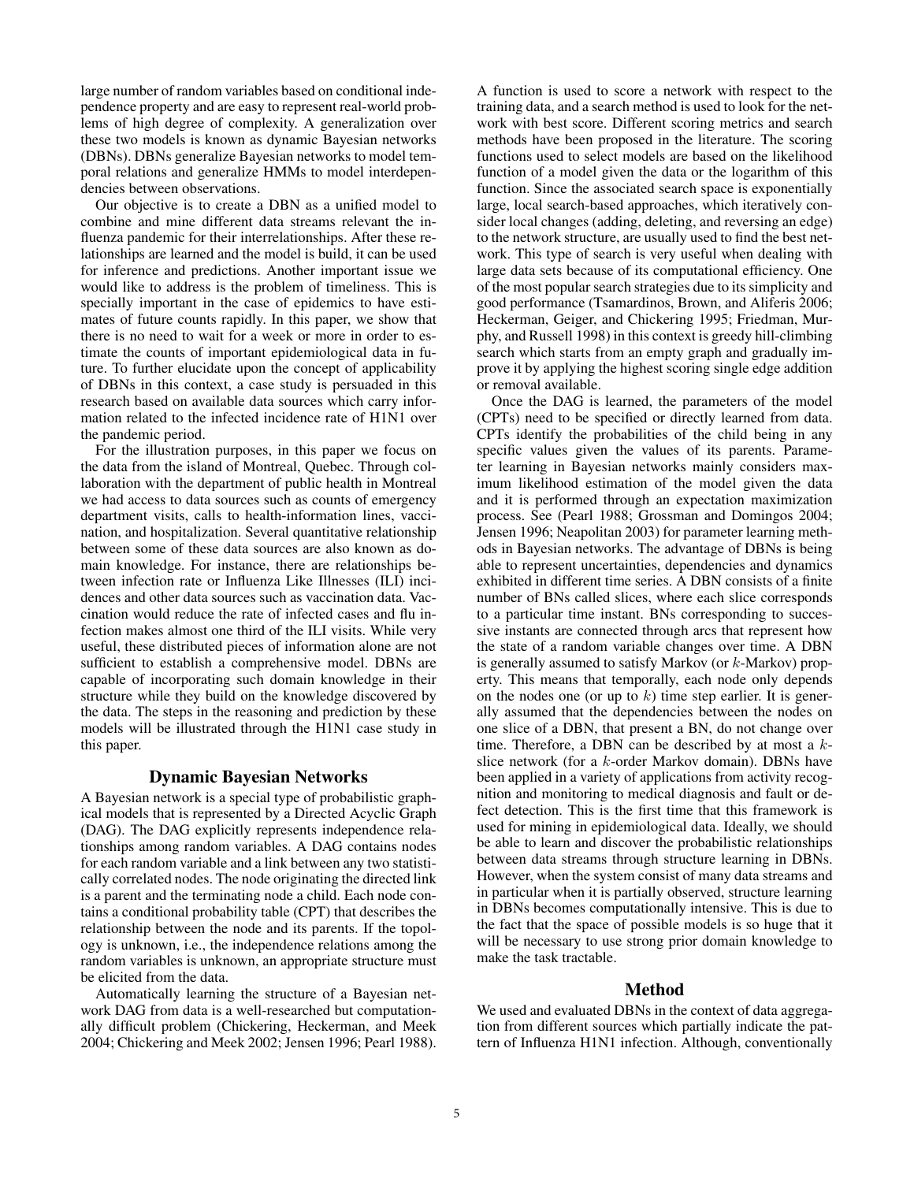large number of random variables based on conditional independence property and are easy to represent real-world problems of high degree of complexity. A generalization over these two models is known as dynamic Bayesian networks (DBNs). DBNs generalize Bayesian networks to model temporal relations and generalize HMMs to model interdependencies between observations.

Our objective is to create a DBN as a unified model to combine and mine different data streams relevant the influenza pandemic for their interrelationships. After these relationships are learned and the model is build, it can be used for inference and predictions. Another important issue we would like to address is the problem of timeliness. This is specially important in the case of epidemics to have estimates of future counts rapidly. In this paper, we show that there is no need to wait for a week or more in order to estimate the counts of important epidemiological data in future. To further elucidate upon the concept of applicability of DBNs in this context, a case study is persuaded in this research based on available data sources which carry information related to the infected incidence rate of H1N1 over the pandemic period.

For the illustration purposes, in this paper we focus on the data from the island of Montreal, Quebec. Through collaboration with the department of public health in Montreal we had access to data sources such as counts of emergency department visits, calls to health-information lines, vaccination, and hospitalization. Several quantitative relationship between some of these data sources are also known as domain knowledge. For instance, there are relationships between infection rate or Influenza Like Illnesses (ILI) incidences and other data sources such as vaccination data. Vaccination would reduce the rate of infected cases and flu infection makes almost one third of the ILI visits. While very useful, these distributed pieces of information alone are not sufficient to establish a comprehensive model. DBNs are capable of incorporating such domain knowledge in their structure while they build on the knowledge discovered by the data. The steps in the reasoning and prediction by these models will be illustrated through the H1N1 case study in this paper.

## Dynamic Bayesian Networks

A Bayesian network is a special type of probabilistic graphical models that is represented by a Directed Acyclic Graph (DAG). The DAG explicitly represents independence relationships among random variables. A DAG contains nodes for each random variable and a link between any two statistically correlated nodes. The node originating the directed link is a parent and the terminating node a child. Each node contains a conditional probability table (CPT) that describes the relationship between the node and its parents. If the topology is unknown, i.e., the independence relations among the random variables is unknown, an appropriate structure must be elicited from the data.

Automatically learning the structure of a Bayesian network DAG from data is a well-researched but computationally difficult problem (Chickering, Heckerman, and Meek 2004; Chickering and Meek 2002; Jensen 1996; Pearl 1988). A function is used to score a network with respect to the training data, and a search method is used to look for the network with best score. Different scoring metrics and search methods have been proposed in the literature. The scoring functions used to select models are based on the likelihood function of a model given the data or the logarithm of this function. Since the associated search space is exponentially large, local search-based approaches, which iteratively consider local changes (adding, deleting, and reversing an edge) to the network structure, are usually used to find the best network. This type of search is very useful when dealing with large data sets because of its computational efficiency. One of the most popular search strategies due to its simplicity and good performance (Tsamardinos, Brown, and Aliferis 2006; Heckerman, Geiger, and Chickering 1995; Friedman, Murphy, and Russell 1998) in this context is greedy hill-climbing search which starts from an empty graph and gradually improve it by applying the highest scoring single edge addition or removal available.

Once the DAG is learned, the parameters of the model (CPTs) need to be specified or directly learned from data. CPTs identify the probabilities of the child being in any specific values given the values of its parents. Parameter learning in Bayesian networks mainly considers maximum likelihood estimation of the model given the data and it is performed through an expectation maximization process. See (Pearl 1988; Grossman and Domingos 2004; Jensen 1996; Neapolitan 2003) for parameter learning methods in Bayesian networks. The advantage of DBNs is being able to represent uncertainties, dependencies and dynamics exhibited in different time series. A DBN consists of a finite number of BNs called slices, where each slice corresponds to a particular time instant. BNs corresponding to successive instants are connected through arcs that represent how the state of a random variable changes over time. A DBN is generally assumed to satisfy Markov (or $k$-Markov) property. This means that temporally, each node only depends on the nodes one (or up to $k$) time step earlier. It is generally assumed that the dependencies between the nodes on one slice of a DBN, that present a BN, do not change over time. Therefore, a DBN can be described by at most a $k$-slice network (for a $k$-order Markov domain). DBNs have been applied in a variety of applications from activity recognition and monitoring to medical diagnosis and fault or defect detection. This is the first time that this framework is used for mining in epidemiological data. Ideally, we should be able to learn and discover the probabilistic relationships between data streams through structure learning in DBNs. However, when the system consist of many data streams and in particular when it is partially observed, structure learning in DBNs becomes computationally intensive. This is due to the fact that the space of possible models is so huge that it will be necessary to use strong prior domain knowledge to make the task tractable.

## Method

We used and evaluated DBNs in the context of data aggregation from different sources which partially indicate the pattern of Influenza H1N1 infection. Although, conventionally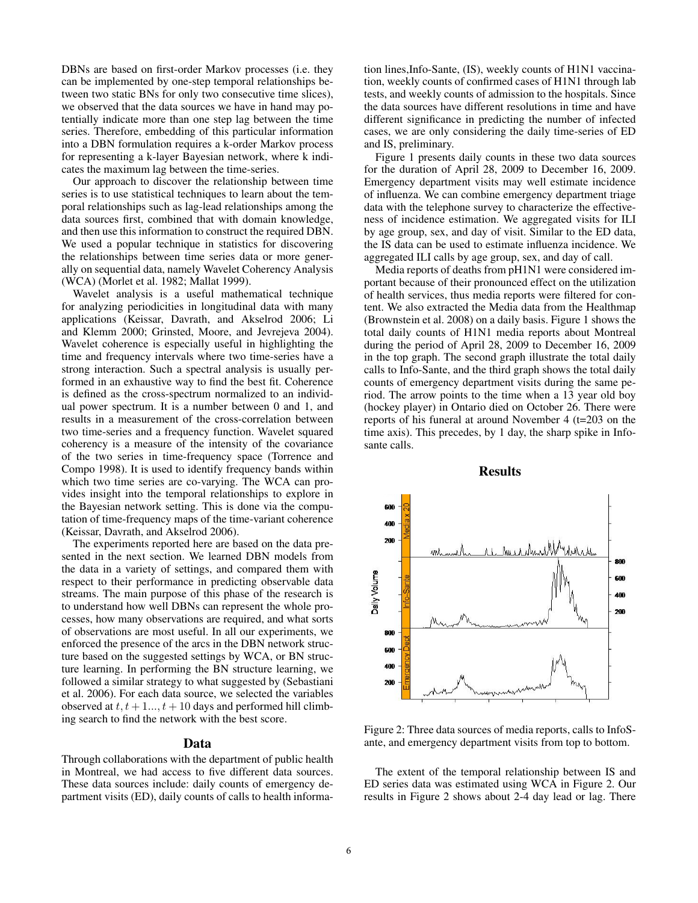DBNs are based on first-order Markov processes (i.e. they can be implemented by one-step temporal relationships between two static BNs for only two consecutive time slices), we observed that the data sources we have in hand may potentially indicate more than one step lag between the time series. Therefore, embedding of this particular information into a DBN formulation requires a k-order Markov process for representing a k-layer Bayesian network, where k indicates the maximum lag between the time-series.

Our approach to discover the relationship between time series is to use statistical techniques to learn about the temporal relationships such as lag-lead relationships among the data sources first, combined that with domain knowledge, and then use this information to construct the required DBN. We used a popular technique in statistics for discovering the relationships between time series data or more generally on sequential data, namely Wavelet Coherency Analysis (WCA) (Morlet et al. 1982; Mallat 1999).

Wavelet analysis is a useful mathematical technique for analyzing periodicities in longitudinal data with many applications (Keissar, Davrath, and Akselrod 2006; Li and Klemm 2000; Grinsted, Moore, and Jevrejeva 2004). Wavelet coherence is especially useful in highlighting the time and frequency intervals where two time-series have a strong interaction. Such a spectral analysis is usually performed in an exhaustive way to find the best fit. Coherence is defined as the cross-spectrum normalized to an individual power spectrum. It is a number between 0 and 1, and results in a measurement of the cross-correlation between two time-series and a frequency function. Wavelet squared coherency is a measure of the intensity of the covariance of the two series in time-frequency space (Torrence and Compo 1998). It is used to identify frequency bands within which two time series are co-varying. The WCA can provides insight into the temporal relationships to explore in the Bayesian network setting. This is done via the computation of time-frequency maps of the time-variant coherence (Keissar, Davrath, and Akselrod 2006).

The experiments reported here are based on the data presented in the next section. We learned DBN models from the data in a variety of settings, and compared them with respect to their performance in predicting observable data streams. The main purpose of this phase of the research is to understand how well DBNs can represent the whole processes, how many observations are required, and what sorts of observations are most useful. In all our experiments, we enforced the presence of the arcs in the DBN network structure based on the suggested settings by WCA, or BN structure learning. In performing the BN structure learning, we followed a similar strategy to what suggested by (Sebastiani et al. 2006). For each data source, we selected the variables observed at $t, t+1..., t+10$ days and performed hill climbing search to find the network with the best score.

## Data

Through collaborations with the department of public health in Montreal, we had access to five different data sources. These data sources include: daily counts of emergency department visits (ED), daily counts of calls to health information lines,Info-Sante, (IS), weekly counts of H1N1 vaccination, weekly counts of confirmed cases of H1N1 through lab tests, and weekly counts of admission to the hospitals. Since the data sources have different resolutions in time and have different significance in predicting the number of infected cases, we are only considering the daily time-series of ED and IS, preliminary.

Figure 1 presents daily counts in these two data sources for the duration of April 28, 2009 to December 16, 2009. Emergency department visits may well estimate incidence of influenza. We can combine emergency department triage data with the telephone survey to characterize the effectiveness of incidence estimation. We aggregated visits for ILI by age group, sex, and day of visit. Similar to the ED data, the IS data can be used to estimate influenza incidence. We aggregated ILI calls by age group, sex, and day of call.

Media reports of deaths from pH1N1 were considered important because of their pronounced effect on the utilization of health services, thus media reports were filtered for content. We also extracted the Media data from the Healthmap (Brownstein et al. 2008) on a daily basis. Figure 1 shows the total daily counts of H1N1 media reports about Montreal during the period of April 28, 2009 to December 16, 2009 in the top graph. The second graph illustrate the total daily calls to Info-Sante, and the third graph shows the total daily counts of emergency department visits during the same period. The arrow points to the time when a 13 year old boy (hockey player) in Ontario died on October 26. There were reports of his funeral at around November 4 (t=203 on the time axis). This precedes, by 1 day, the sharp spike in Infosante calls.

## Results

Figure 2: Three data sources of media reports, calls to InfoSante, and emergency department visits from top to bottom.

The extent of the temporal relationship between IS and ED series data was estimated using WCA in Figure 2. Our results in Figure 2 shows about 2-4 day lead or lag. There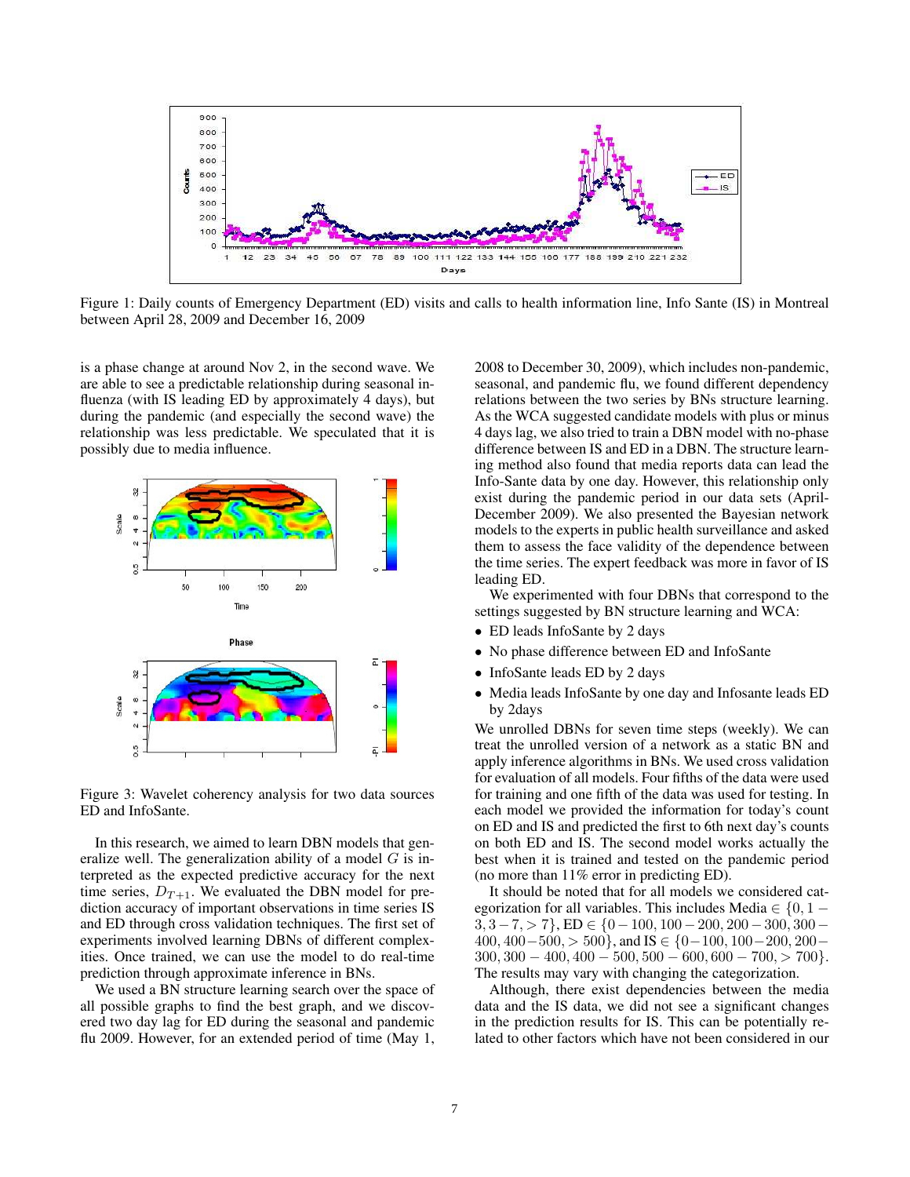Figure 1: Daily counts of Emergency Department (ED) visits and calls to health information line, Info Sante (IS) in Montreal between April 28, 2009 and December 16, 2009

is a phase change at around Nov 2, in the second wave. We are able to see a predictable relationship during seasonal influenza (with IS leading ED by approximately 4 days), but during the pandemic (and especially the second wave) the relationship was less predictable. We speculated that it is possibly due to media influence.

Figure 3: Wavelet coherency analysis for two data sources ED and InfoSante.

In this research, we aimed to learn DBN models that generalize well. The generalization ability of a model $G$ is interpreted as the expected predictive accuracy for the next time series, $D_{T+1}$. We evaluated the DBN model for prediction accuracy of important observations in time series IS and ED through cross validation techniques. The first set of experiments involved learning DBNs of different complexities. Once trained, we can use the model to do real-time prediction through approximate inference in BNs.

We used a BN structure learning search over the space of all possible graphs to find the best graph, and we discovered two day lag for ED during the seasonal and pandemic flu 2009. However, for an extended period of time (May 1, 2008 to December 30, 2009), which includes non-pandemic, seasonal, and pandemic flu, we found different dependency relations between the two series by BNs structure learning. As the WCA suggested candidate models with plus or minus 4 days lag, we also tried to train a DBN model with no-phase difference between IS and ED in a DBN. The structure learning method also found that media reports data can lead the Info-Sante data by one day. However, this relationship only exist during the pandemic period in our data sets (April-December 2009). We also presented the Bayesian network models to the experts in public health surveillance and asked them to assess the face validity of the dependence between the time series. The expert feedback was more in favor of IS leading ED.

We experimented with four DBNs that correspond to the settings suggested by BN structure learning and WCA:

- ED leads InfoSante by 2 days
- No phase difference between ED and InfoSante
- InfoSante leads ED by 2 days
- Media leads InfoSante by one day and Infosante leads ED by 2days

We unrolled DBNs for seven time steps (weekly). We can treat the unrolled version of a network as a static BN and apply inference algorithms in BNs. We used cross validation for evaluation of all models. Four fifths of the data were used for training and one fifth of the data was used for testing. In each model we provided the information for today's count on ED and IS and predicted the first to 6th next day's counts on both ED and IS. The second model works actually the best when it is trained and tested on the pandemic period (no more than 11% error in predicting ED).

It should be noted that for all models we considered categorization for all variables. This includes Media $\in \{0, 1-3, 3-7, >7\}$, ED $\in \{0-100, 100-200, 200-300, 300-400, 400-500, >500\}$, and IS $\in \{0-100, 100-200, 200-300, 300-400, 400-500, 500-600, 600-700, >700\}$. The results may vary with changing the categorization.

Although, there exist dependencies between the media data and the IS data, we did not see a significant changes in the prediction results for IS. This can be potentially related to other factors which have not been considered in our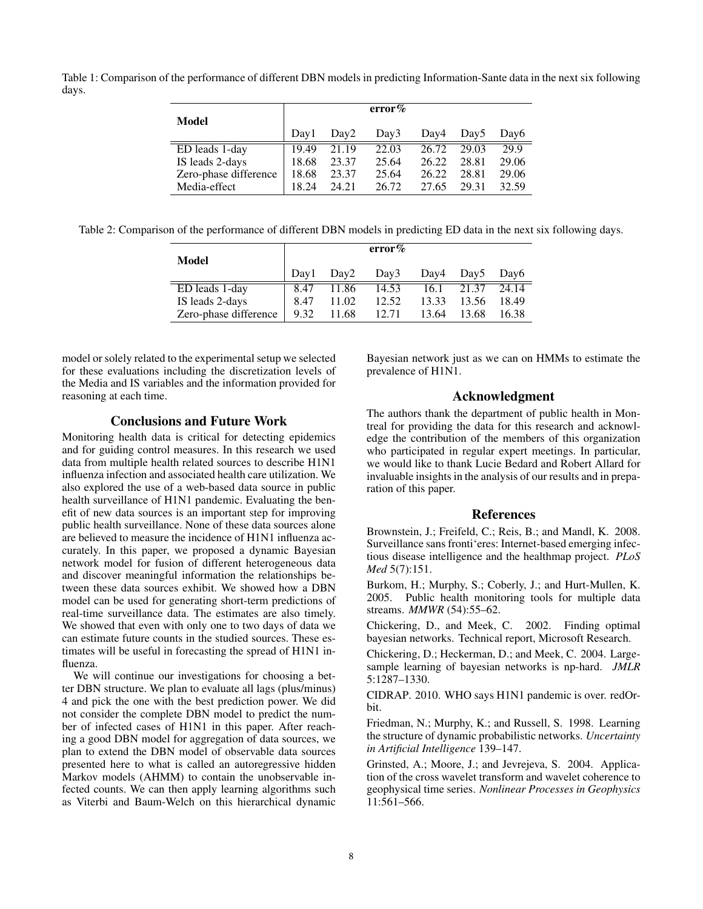Table 1: Comparison of the performance of different DBN models in predicting Information-Sante data in the next six following days.

| Model | error% | | | | | |
|---|---|---|---|---|---|---|
| | Day1 | Day2 | Day3 | Day4 | Day5 | Day6 |
| ED leads 1-day | 19.49 | 21.19 | 22.03 | 26.72 | 29.03 | 29.9 |
| IS leads 2-days | 18.68 | 23.37 | 25.64 | 26.22 | 28.81 | 29.06 |
| Zero-phase difference | 18.68 | 23.37 | 25.64 | 26.22 | 28.81 | 29.06 |
| Media-effect | 18.24 | 24.21 | 26.72 | 27.65 | 29.31 | 32.59 |

Table 2: Comparison of the performance of different DBN models in predicting ED data in the next six following days.

| Model | error% | | | | | |
|---|---|---|---|---|---|---|
| | Day1 | Day2 | Day3 | Day4 | Day5 | Day6 |
| ED leads 1-day | 8.47 | 11.86 | 14.53 | 16.1 | 21.37 | 24.14 |
| IS leads 2-days | 8.47 | 11.02 | 12.52 | 13.33 | 13.56 | 18.49 |
| Zero-phase difference | 9.32 | 11.68 | 12.71 | 13.64 | 13.68 | 16.38 |

model or solely related to the experimental setup we selected for these evaluations including the discretization levels of the Media and IS variables and the information provided for reasoning at each time.

## Conclusions and Future Work

Monitoring health data is critical for detecting epidemics and for guiding control measures. In this research we used data from multiple health related sources to describe H1N1 influenza infection and associated health care utilization. We also explored the use of a web-based data source in public health surveillance of H1N1 pandemic. Evaluating the benefit of new data sources is an important step for improving public health surveillance. None of these data sources alone are believed to measure the incidence of H1N1 influenza accurately. In this paper, we proposed a dynamic Bayesian network model for fusion of different heterogeneous data and discover meaningful information the relationships between these data sources exhibit. We showed how a DBN model can be used for generating short-term predictions of real-time surveillance data. The estimates are also timely. We showed that even with only one to two days of data we can estimate future counts in the studied sources. These estimates will be useful in forecasting the spread of H1N1 influenza.

We will continue our investigations for choosing a better DBN structure. We plan to evaluate all lags (plus/minus) 4 and pick the one with the best prediction power. We did not consider the complete DBN model to predict the number of infected cases of H1N1 in this paper. After reaching a good DBN model for aggregation of data sources, we plan to extend the DBN model of observable data sources presented here to what is called an autoregressive hidden Markov models (AHMM) to contain the unobservable infected counts. We can then apply learning algorithms such as Viterbi and Baum-Welch on this hierarchical dynamic Bayesian network just as we can on HMMs to estimate the prevalence of H1N1.

## Acknowledgment

The authors thank the department of public health in Montreal for providing the data for this research and acknowledge the contribution of the members of this organization who participated in regular expert meetings. In particular, we would like to thank Lucie Bedard and Robert Allard for invaluable insights in the analysis of our results and in preparation of this paper.

## References

Brownstein, J.; Freifeld, C.; Reis, B.; and Mandl, K. 2008. Surveillance sans fronti'eres: Internet-based emerging infectious disease intelligence and the healthmap project. *PLoS Med* 5(7):151.

Burkom, H.; Murphy, S.; Coberly, J.; and Hurt-Mullen, K. 2005. Public health monitoring tools for multiple data streams. *MMWR* (54):55–62.

Chickering, D., and Meek, C. 2002. Finding optimal bayesian networks. Technical report, Microsoft Research.

Chickering, D.; Heckerman, D.; and Meek, C. 2004. Large-sample learning of bayesian networks is np-hard. *JMLR* 5:1287–1330.

CIDRAP. 2010. WHO says H1N1 pandemic is over. redOrbit.

Friedman, N.; Murphy, K.; and Russell, S. 1998. Learning the structure of dynamic probabilistic networks. *Uncertainty in Artificial Intelligence* 139–147.

Grinsted, A.; Moore, J.; and Jevrejeva, S. 2004. Application of the cross wavelet transform and wavelet coherence to geophysical time series. *Nonlinear Processes in Geophysics* 11:561–566.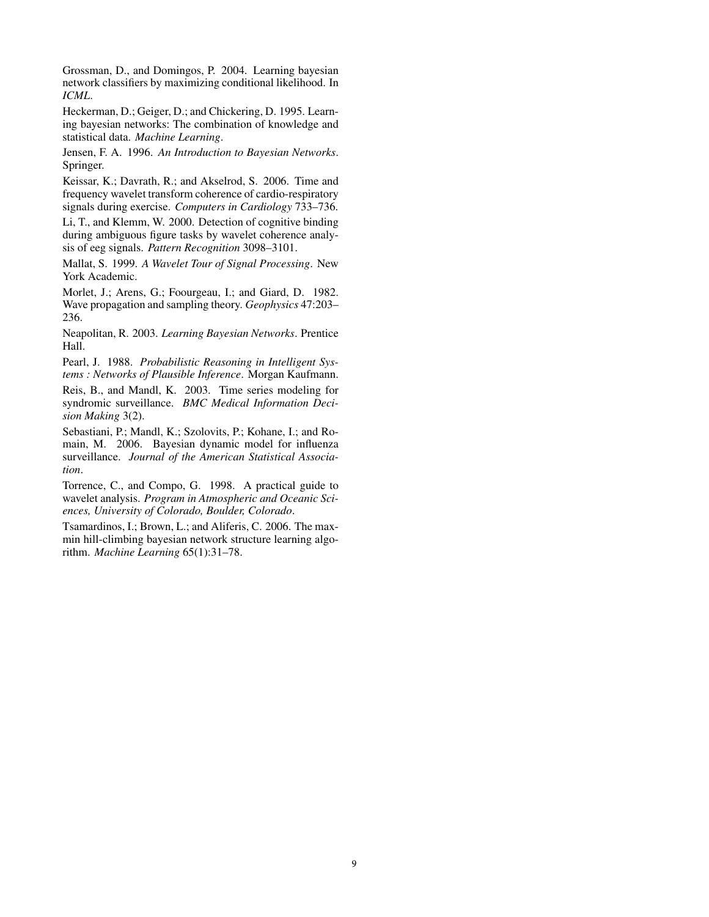Grossman, D., and Domingos, P. 2004. Learning bayesian network classifiers by maximizing conditional likelihood. In *ICML*.

Heckerman, D.; Geiger, D.; and Chickering, D. 1995. Learning bayesian networks: The combination of knowledge and statistical data. *Machine Learning*.

Jensen, F. A. 1996. *An Introduction to Bayesian Networks*. Springer.

Keissar, K.; Davrath, R.; and Akselrod, S. 2006. Time and frequency wavelet transform coherence of cardio-respiratory signals during exercise. *Computers in Cardiology* 733–736.

Li, T., and Klemm, W. 2000. Detection of cognitive binding during ambiguous figure tasks by wavelet coherence analysis of eeg signals. *Pattern Recognition* 3098–3101.

Mallat, S. 1999. *A Wavelet Tour of Signal Processing*. New York Academic.

Morlet, J.; Arens, G.; Foourgeau, I.; and Giard, D. 1982. Wave propagation and sampling theory. *Geophysics* 47:203–236.

Neapolitan, R. 2003. *Learning Bayesian Networks*. Prentice Hall.

Pearl, J. 1988. *Probabilistic Reasoning in Intelligent Systems : Networks of Plausible Inference*. Morgan Kaufmann.

Reis, B., and Mandl, K. 2003. Time series modeling for syndromic surveillance. *BMC Medical Information Decision Making* 3(2).

Sebastiani, P.; Mandl, K.; Szolovits, P.; Kohane, I.; and Romain, M. 2006. Bayesian dynamic model for influenza surveillance. *Journal of the American Statistical Association*.

Torrence, C., and Compo, G. 1998. A practical guide to wavelet analysis. *Program in Atmospheric and Oceanic Sciences, University of Colorado, Boulder, Colorado*.

Tsamardinos, I.; Brown, L.; and Aliferis, C. 2006. The max-min hill-climbing bayesian network structure learning algorithm. *Machine Learning* 65(1):31–78.